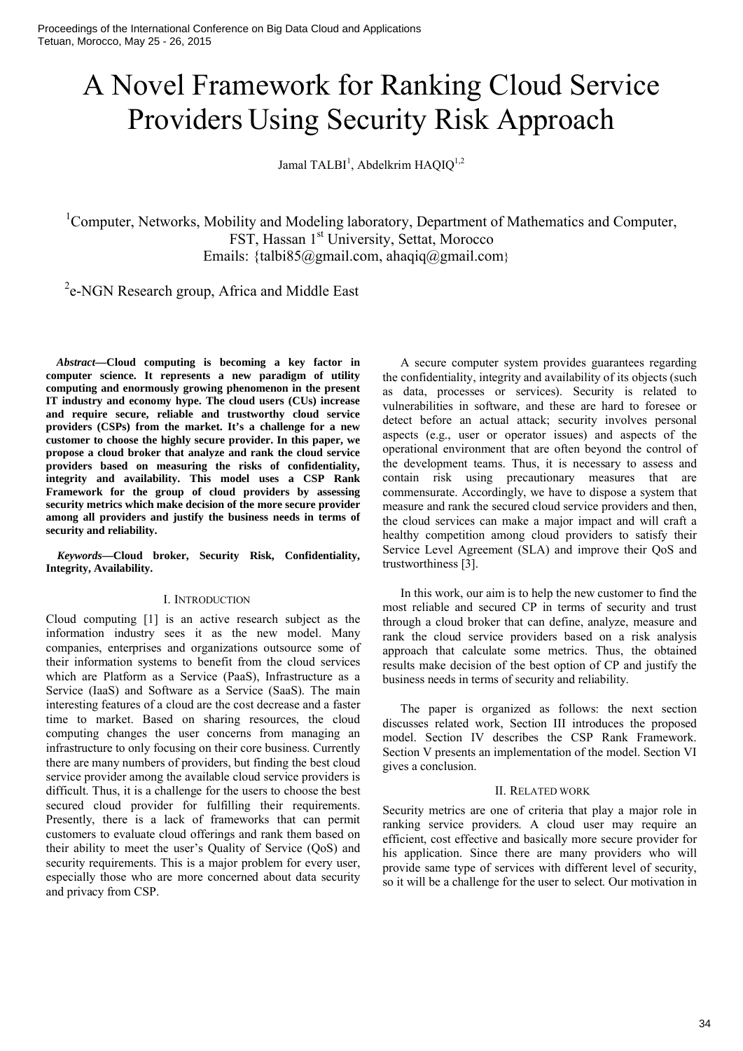# A Novel Framework for Ranking Cloud Service Providers Using Security Risk Approach

Jamal TALBI[1], Abdelkrim HAQIQ[1,2]

[1]Computer, Networks, Mobility and Modeling laboratory, Department of Mathematics and Computer, FST, Hassan 1st University, Settat, Morocco
Emails: {talbi85@gmail.com, ahaqiq@gmail.com}

[2]e-NGN Research group, Africa and Middle East

***Abstract*—Cloud computing is becoming a key factor in computer science. It represents a new paradigm of utility computing and enormously growing phenomenon in the present IT industry and economy hype. The cloud users (CUs) increase and require secure, reliable and trustworthy cloud service providers (CSPs) from the market. It's a challenge for a new customer to choose the highly secure provider. In this paper, we propose a cloud broker that analyze and rank the cloud service providers based on measuring the risks of confidentiality, integrity and availability. This model uses a CSP Rank Framework for the group of cloud providers by assessing security metrics which make decision of the more secure provider among all providers and justify the business needs in terms of security and reliability.**

***Keywords*—Cloud broker, Security Risk, Confidentiality, Integrity, Availability.**

## I. Introduction

Cloud computing [1] is an active research subject as the information industry sees it as the new model. Many companies, enterprises and organizations outsource some of their information systems to benefit from the cloud services which are Platform as a Service (PaaS), Infrastructure as a Service (IaaS) and Software as a Service (SaaS). The main interesting features of a cloud are the cost decrease and a faster time to market. Based on sharing resources, the cloud computing changes the user concerns from managing an infrastructure to only focusing on their core business. Currently there are many numbers of providers, but finding the best cloud service provider among the available cloud service providers is difficult. Thus, it is a challenge for the users to choose the best secured cloud provider for fulfilling their requirements. Presently, there is a lack of frameworks that can permit customers to evaluate cloud offerings and rank them based on their ability to meet the user's Quality of Service (QoS) and security requirements. This is a major problem for every user, especially those who are more concerned about data security and privacy from CSP.

A secure computer system provides guarantees regarding the confidentiality, integrity and availability of its objects (such as data, processes or services). Security is related to vulnerabilities in software, and these are hard to foresee or detect before an actual attack; security involves personal aspects (e.g., user or operator issues) and aspects of the operational environment that are often beyond the control of the development teams. Thus, it is necessary to assess and contain risk using precautionary measures that are commensurate. Accordingly, we have to dispose a system that measure and rank the secured cloud service providers and then, the cloud services can make a major impact and will craft a healthy competition among cloud providers to satisfy their Service Level Agreement (SLA) and improve their QoS and trustworthiness [3].

In this work, our aim is to help the new customer to find the most reliable and secured CP in terms of security and trust through a cloud broker that can define, analyze, measure and rank the cloud service providers based on a risk analysis approach that calculate some metrics. Thus, the obtained results make decision of the best option of CP and justify the business needs in terms of security and reliability.

The paper is organized as follows: the next section discusses related work, Section III introduces the proposed model. Section IV describes the CSP Rank Framework. Section V presents an implementation of the model. Section VI gives a conclusion.

## II. Related work

Security metrics are one of criteria that play a major role in ranking service providers. A cloud user may require an efficient, cost effective and basically more secure provider for his application. Since there are many providers who will provide same type of services with different level of security, so it will be a challenge for the user to select. Our motivation in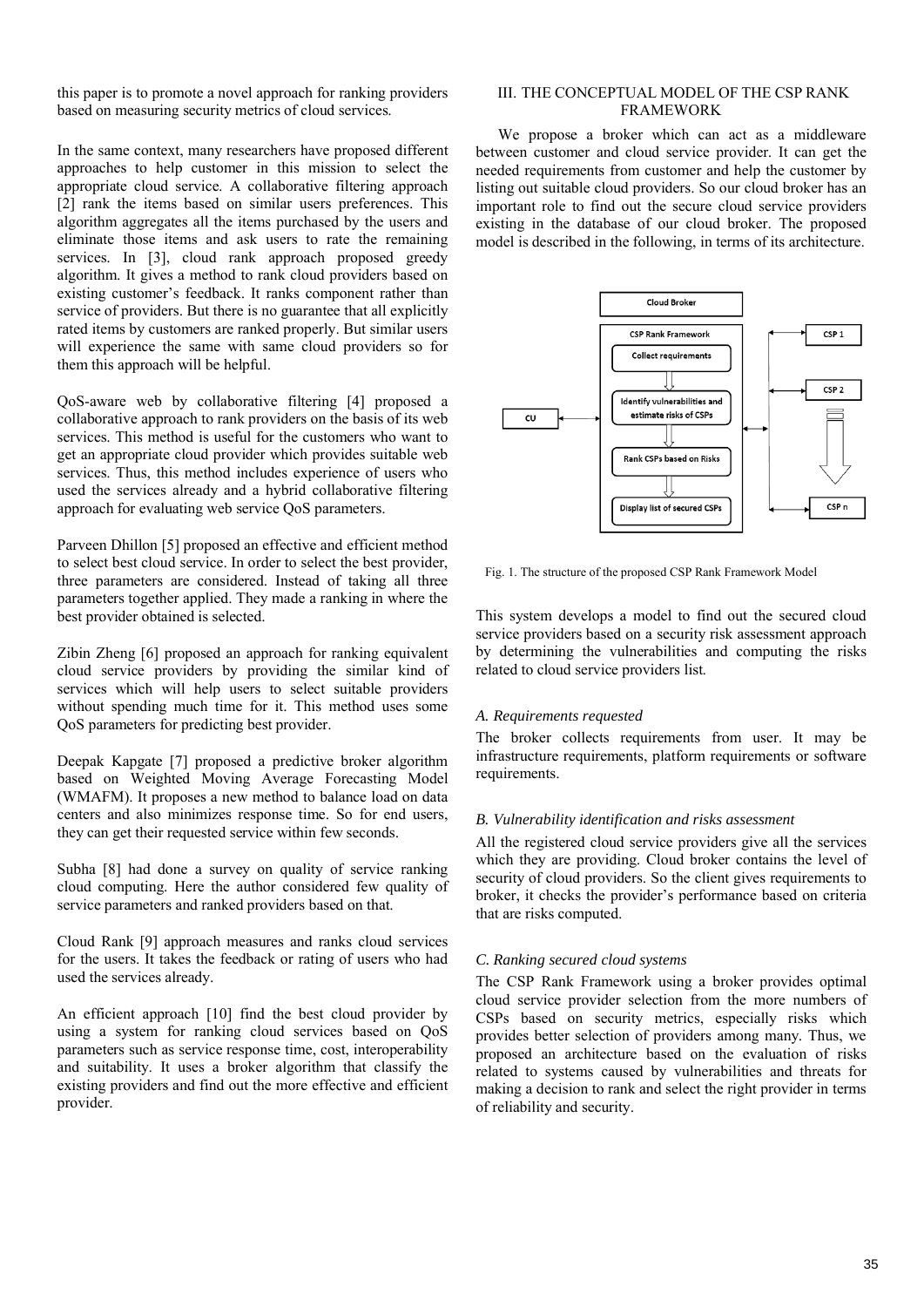this paper is to promote a novel approach for ranking providers based on measuring security metrics of cloud services.

In the same context, many researchers have proposed different approaches to help customer in this mission to select the appropriate cloud service. A collaborative filtering approach [2] rank the items based on similar users preferences. This algorithm aggregates all the items purchased by the users and eliminate those items and ask users to rate the remaining services. In [3], cloud rank approach proposed greedy algorithm. It gives a method to rank cloud providers based on existing customer's feedback. It ranks component rather than service of providers. But there is no guarantee that all explicitly rated items by customers are ranked properly. But similar users will experience the same with same cloud providers so for them this approach will be helpful.

QoS-aware web by collaborative filtering [4] proposed a collaborative approach to rank providers on the basis of its web services. This method is useful for the customers who want to get an appropriate cloud provider which provides suitable web services. Thus, this method includes experience of users who used the services already and a hybrid collaborative filtering approach for evaluating web service QoS parameters.

Parveen Dhillon [5] proposed an effective and efficient method to select best cloud service. In order to select the best provider, three parameters are considered. Instead of taking all three parameters together applied. They made a ranking in where the best provider obtained is selected.

Zibin Zheng [6] proposed an approach for ranking equivalent cloud service providers by providing the similar kind of services which will help users to select suitable providers without spending much time for it. This method uses some QoS parameters for predicting best provider.

Deepak Kapgate [7] proposed a predictive broker algorithm based on Weighted Moving Average Forecasting Model (WMAFM). It proposes a new method to balance load on data centers and also minimizes response time. So for end users, they can get their requested service within few seconds.

Subha [8] had done a survey on quality of service ranking cloud computing. Here the author considered few quality of service parameters and ranked providers based on that.

Cloud Rank [9] approach measures and ranks cloud services for the users. It takes the feedback or rating of users who had used the services already.

An efficient approach [10] find the best cloud provider by using a system for ranking cloud services based on QoS parameters such as service response time, cost, interoperability and suitability. It uses a broker algorithm that classify the existing providers and find out the more effective and efficient provider.

## III. THE CONCEPTUAL MODEL OF THE CSP RANK FRAMEWORK

We propose a broker which can act as a middleware between customer and cloud service provider. It can get the needed requirements from customer and help the customer by listing out suitable cloud providers. So our cloud broker has an important role to find out the secure cloud service providers existing in the database of our cloud broker. The proposed model is described in the following, in terms of its architecture.

Cloud Broker

CSP Rank Framework

Collect requirements

Identify vulnerabilities and estimate risks of CSPs

Rank CSPs based on Risks

Display list of secured CSPs

CU

CSP 1

CSP 2

CSP n

Fig. 1. The structure of the proposed CSP Rank Framework Model

This system develops a model to find out the secured cloud service providers based on a security risk assessment approach by determining the vulnerabilities and computing the risks related to cloud service providers list.

### *A. Requirements requested*

The broker collects requirements from user. It may be infrastructure requirements, platform requirements or software requirements.

### *B. Vulnerability identification and risks assessment*

All the registered cloud service providers give all the services which they are providing. Cloud broker contains the level of security of cloud providers. So the client gives requirements to broker, it checks the provider's performance based on criteria that are risks computed.

### *C. Ranking secured cloud systems*

The CSP Rank Framework using a broker provides optimal cloud service provider selection from the more numbers of CSPs based on security metrics, especially risks which provides better selection of providers among many. Thus, we proposed an architecture based on the evaluation of risks related to systems caused by vulnerabilities and threats for making a decision to rank and select the right provider in terms of reliability and security.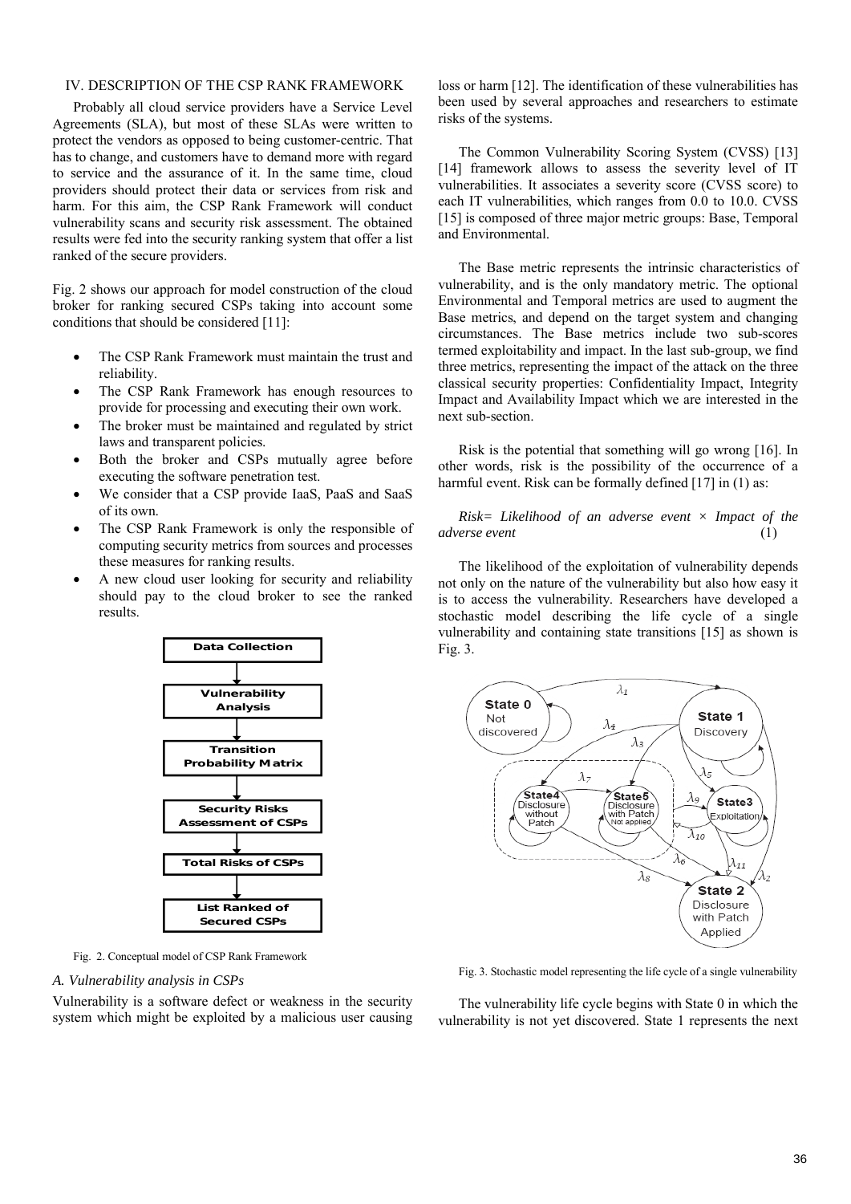## IV. DESCRIPTION OF THE CSP RANK FRAMEWORK

Probably all cloud service providers have a Service Level Agreements (SLA), but most of these SLAs were written to protect the vendors as opposed to being customer-centric. That has to change, and customers have to demand more with regard to service and the assurance of it. In the same time, cloud providers should protect their data or services from risk and harm. For this aim, the CSP Rank Framework will conduct vulnerability scans and security risk assessment. The obtained results were fed into the security ranking system that offer a list ranked of the secure providers.

Fig. 2 shows our approach for model construction of the cloud broker for ranking secured CSPs taking into account some conditions that should be considered [11]:

- The CSP Rank Framework must maintain the trust and reliability.
- The CSP Rank Framework has enough resources to provide for processing and executing their own work.
- The broker must be maintained and regulated by strict laws and transparent policies.
- Both the broker and CSPs mutually agree before executing the software penetration test.
- We consider that a CSP provide IaaS, PaaS and SaaS of its own.
- The CSP Rank Framework is only the responsible of computing security metrics from sources and processes these measures for ranking results.
- A new cloud user looking for security and reliability should pay to the cloud broker to see the ranked results.

Data Collection → Vulnerability Analysis → Transition Probability Matrix → Security Risks Assessment of CSPs → Total Risks of CSPs → List Ranked of Secured CSPs

Fig. 2. Conceptual model of CSP Rank Framework

### A. Vulnerability analysis in CSPs

Vulnerability is a software defect or weakness in the security system which might be exploited by a malicious user causing loss or harm [12]. The identification of these vulnerabilities has been used by several approaches and researchers to estimate risks of the systems.

The Common Vulnerability Scoring System (CVSS) [13] [14] framework allows to assess the severity level of IT vulnerabilities. It associates a severity score (CVSS score) to each IT vulnerabilities, which ranges from 0.0 to 10.0. CVSS [15] is composed of three major metric groups: Base, Temporal and Environmental.

The Base metric represents the intrinsic characteristics of vulnerability, and is the only mandatory metric. The optional Environmental and Temporal metrics are used to augment the Base metrics, and depend on the target system and changing circumstances. The Base metrics include two sub-scores termed exploitability and impact. In the last sub-group, we find three metrics, representing the impact of the attack on the three classical security properties: Confidentiality Impact, Integrity Impact and Availability Impact which we are interested in the next sub-section.

Risk is the potential that something will go wrong [16]. In other words, risk is the possibility of the occurrence of a harmful event. Risk can be formally defined [17] in (1) as:

*Risk= Likelihood of an adverse event × Impact of the adverse event* (1)

The likelihood of the exploitation of vulnerability depends not only on the nature of the vulnerability but also how easy it is to access the vulnerability. Researchers have developed a stochastic model describing the life cycle of a single vulnerability and containing state transitions [15] as shown is Fig. 3.

Fig. 3. Stochastic model representing the life cycle of a single vulnerability

The vulnerability life cycle begins with State 0 in which the vulnerability is not yet discovered. State 1 represents the next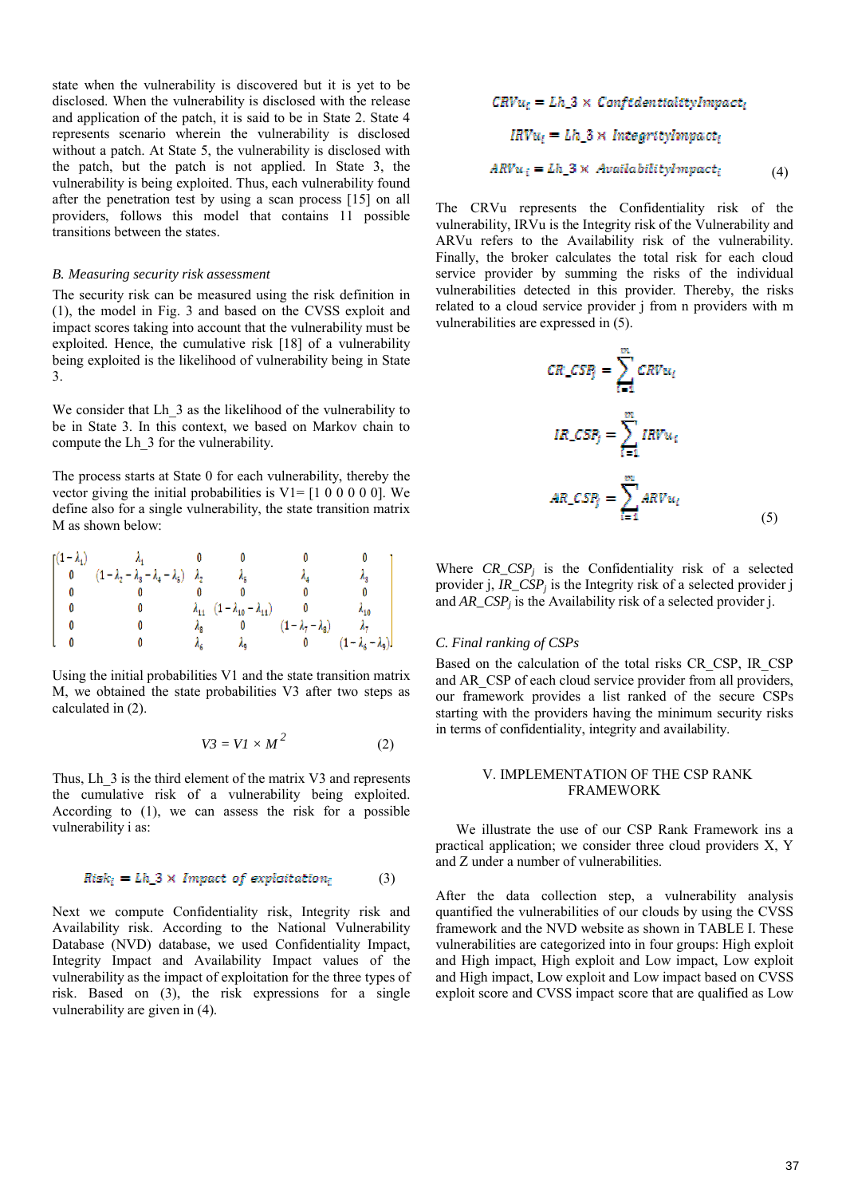state when the vulnerability is discovered but it is yet to be disclosed. When the vulnerability is disclosed with the release and application of the patch, it is said to be in State 2. State 4 represents scenario wherein the vulnerability is disclosed without a patch. At State 5, the vulnerability is disclosed with the patch, but the patch is not applied. In State 3, the vulnerability is being exploited. Thus, each vulnerability found after the penetration test by using a scan process [15] on all providers, follows this model that contains 11 possible transitions between the states.

### B. Measuring security risk assessment

The security risk can be measured using the risk definition in (1), the model in Fig. 3 and based on the CVSS exploit and impact scores taking into account that the vulnerability must be exploited. Hence, the cumulative risk [18] of a vulnerability being exploited is the likelihood of vulnerability being in State 3.

We consider that Lh_3 as the likelihood of the vulnerability to be in State 3. In this context, we based on Markov chain to compute the Lh_3 for the vulnerability.

The process starts at State 0 for each vulnerability, thereby the vector giving the initial probabilities is V1= [1 0 0 0 0 0]. We define also for a single vulnerability, the state transition matrix M as shown below:

$$
\begin{bmatrix}
(1-\lambda_1) & \lambda_1 & 0 & 0 & 0 & 0 \\
0 & (1-\lambda_2-\lambda_3-\lambda_4-\lambda_5) & \lambda_2 & \lambda_5 & \lambda_4 & \lambda_3 \\
0 & 0 & 0 & 0 & 0 & 0 \\
0 & 0 & \lambda_{11} & (1-\lambda_{10}-\lambda_{11}) & 0 & \lambda_{10} \\
0 & 0 & \lambda_8 & 0 & (1-\lambda_7-\lambda_8) & \lambda_7 \\
0 & 0 & \lambda_6 & \lambda_9 & 0 & (1-\lambda_6-\lambda_9)
\end{bmatrix}
$$

Using the initial probabilities V1 and the state transition matrix M, we obtained the state probabilities V3 after two steps as calculated in (2).

$$V3 = V1 \times M^2 \qquad (2)$$

Thus, Lh_3 is the third element of the matrix V3 and represents the cumulative risk of a vulnerability being exploited. According to (1), we can assess the risk for a possible vulnerability i as:

$$Risk_i = Lh\_3 \times Impact\ of\ exploitation_i \qquad (3)$$

Next we compute Confidentiality risk, Integrity risk and Availability risk. According to the National Vulnerability Database (NVD) database, we used Confidentiality Impact, Integrity Impact and Availability Impact values of the vulnerability as the impact of exploitation for the three types of risk. Based on (3), the risk expressions for a single vulnerability are given in (4).

$$CRVu_i = Lh\_3 \times ConfidentialityImpact_i$$

$$IRVu_i = Lh\_3 \times IntegrityImpact_i$$

$$ARVu_i = Lh\_3 \times AvailabilityImpact_i \qquad (4)$$

The CRVu represents the Confidentiality risk of the vulnerability, IRVu is the Integrity risk of the Vulnerability and ARVu refers to the Availability risk of the vulnerability. Finally, the broker calculates the total risk for each cloud service provider by summing the risks of the individual vulnerabilities detected in this provider. Thereby, the risks related to a cloud service provider j from n providers with m vulnerabilities are expressed in (5).

$$CR\_CSP_j = \sum_{i=1}^{m} CRVu_i$$

$$IR\_CSP_j = \sum_{i=1}^{m} IRVu_i$$

$$AR\_CSP_j = \sum_{i=1}^{m} ARVu_i \qquad (5)$$

Where $CR\_CSP_j$ is the Confidentiality risk of a selected provider j, $IR\_CSP_j$ is the Integrity risk of a selected provider j and $AR\_CSP_j$ is the Availability risk of a selected provider j.

### C. Final ranking of CSPs

Based on the calculation of the total risks CR_CSP, IR_CSP and AR_CSP of each cloud service provider from all providers, our framework provides a list ranked of the secure CSPs starting with the providers having the minimum security risks in terms of confidentiality, integrity and availability.

## V. IMPLEMENTATION OF THE CSP RANK FRAMEWORK

We illustrate the use of our CSP Rank Framework ins a practical application; we consider three cloud providers X, Y and Z under a number of vulnerabilities.

After the data collection step, a vulnerability analysis quantified the vulnerabilities of our clouds by using the CVSS framework and the NVD website as shown in TABLE I. These vulnerabilities are categorized into in four groups: High exploit and High impact, High exploit and Low impact, Low exploit and High impact, Low exploit and Low impact based on CVSS exploit score and CVSS impact score that are qualified as Low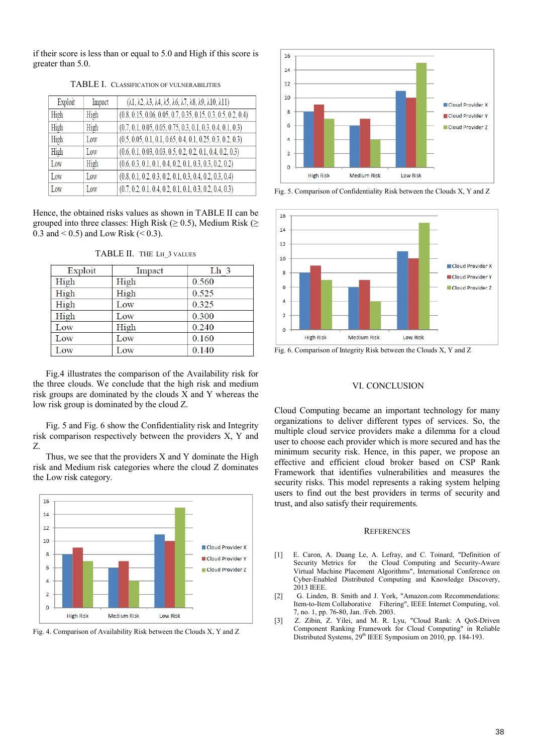if their score is less than or equal to 5.0 and High if this score is greater than 5.0.

TABLE I. CLASSIFICATION OF VULNERABILITIES

| Exploit | Impact | (λ1, λ2, λ3, λ4, λ5, λ6, λ7, λ8, λ9, λ10, λ11) |
|---|---|---|
| High | High | (0.8, 0.15, 0.06, 0.05, 0.7, 0.35, 0.15, 0.3, 0.5, 0.2, 0.4) |
| High | High | (0.7, 0.1, 0.05, 0.05, 0.75, 0.3, 0.1, 0.3, 0.4, 0.1, 0.3) |
| High | Low | (0.5, 0.05, 0.1, 0.1, 0.65, 0.4, 0.1, 0.25, 0.3, 0.2, 0.3) |
| High | Low | (0.6, 0.1, 0.03, 0.03, 0.5, 0.2, 0.2, 0.1, 0.4, 0.2, 0.3) |
| Low | High | (0.6, 0.3, 0.1, 0.1, 0.4, 0.2, 0.1, 0.3, 0.3, 0.2, 0.2) |
| Low | Low | (0.8, 0.1, 0.2, 0.3, 0.2, 0.1, 0.3, 0.4, 0.2, 0.3, 0.4) |
| Low | Low | (0.7, 0.2, 0.1, 0.4, 0.2, 0.1, 0.1, 0.3, 0.2, 0.4, 0.3) |

Hence, the obtained risks values as shown in TABLE II can be grouped into three classes: High Risk (≥ 0.5), Medium Risk (≥ 0.3 and < 0.5) and Low Risk (< 0.3).

TABLE II. THE LH_3 VALUES

| Exploit | Impact | Lh_3 |
|---|---|---|
| High | High | 0.560 |
| High | High | 0.525 |
| High | Low | 0.325 |
| High | Low | 0.300 |
| Low | High | 0.240 |
| Low | Low | 0.160 |
| Low | Low | 0.140 |

Fig.4 illustrates the comparison of the Availability risk for the three clouds. We conclude that the high risk and medium risk groups are dominated by the clouds X and Y whereas the low risk group is dominated by the cloud Z.

Fig. 5 and Fig. 6 show the Confidentiality risk and Integrity risk comparison respectively between the providers X, Y and Z.

Thus, we see that the providers X and Y dominate the High risk and Medium risk categories where the cloud Z dominates the Low risk category.

Fig. 4. Comparison of Availability Risk between the Clouds X, Y and Z

Fig. 5. Comparison of Confidentiality Risk between the Clouds X, Y and Z

Fig. 6. Comparison of Integrity Risk between the Clouds X, Y and Z

## VI. CONCLUSION

Cloud Computing became an important technology for many organizations to deliver different types of services. So, the multiple cloud service providers make a dilemma for a cloud user to choose each provider which is more secured and has the minimum security risk. Hence, in this paper, we propose an effective and efficient cloud broker based on CSP Rank Framework that identifies vulnerabilities and measures the security risks. This model represents a raking system helping users to find out the best providers in terms of security and trust, and also satisfy their requirements.

## REFERENCES

[1] E. Caron, A. Duang Le, A. Lefray, and C. Toinard, "Definition of Security Metrics for the Cloud Computing and Security-Aware Virtual Machine Placement Algorithms", International Conference on Cyber-Enabled Distributed Computing and Knowledge Discovery, 2013 IEEE.

[2] G. Linden, B. Smith and J. York, "Amazon.com Recommendations: Item-to-Item Collaborative Filtering", IEEE Internet Computing, vol. 7, no. 1, pp. 76-80, Jan. /Feb. 2003.

[3] Z. Zibin, Z. Yilei, and M. R. Lyu, "Cloud Rank: A QoS-Driven Component Ranking Framework for Cloud Computing" in Reliable Distributed Systems, 29th IEEE Symposium on 2010, pp. 184-193.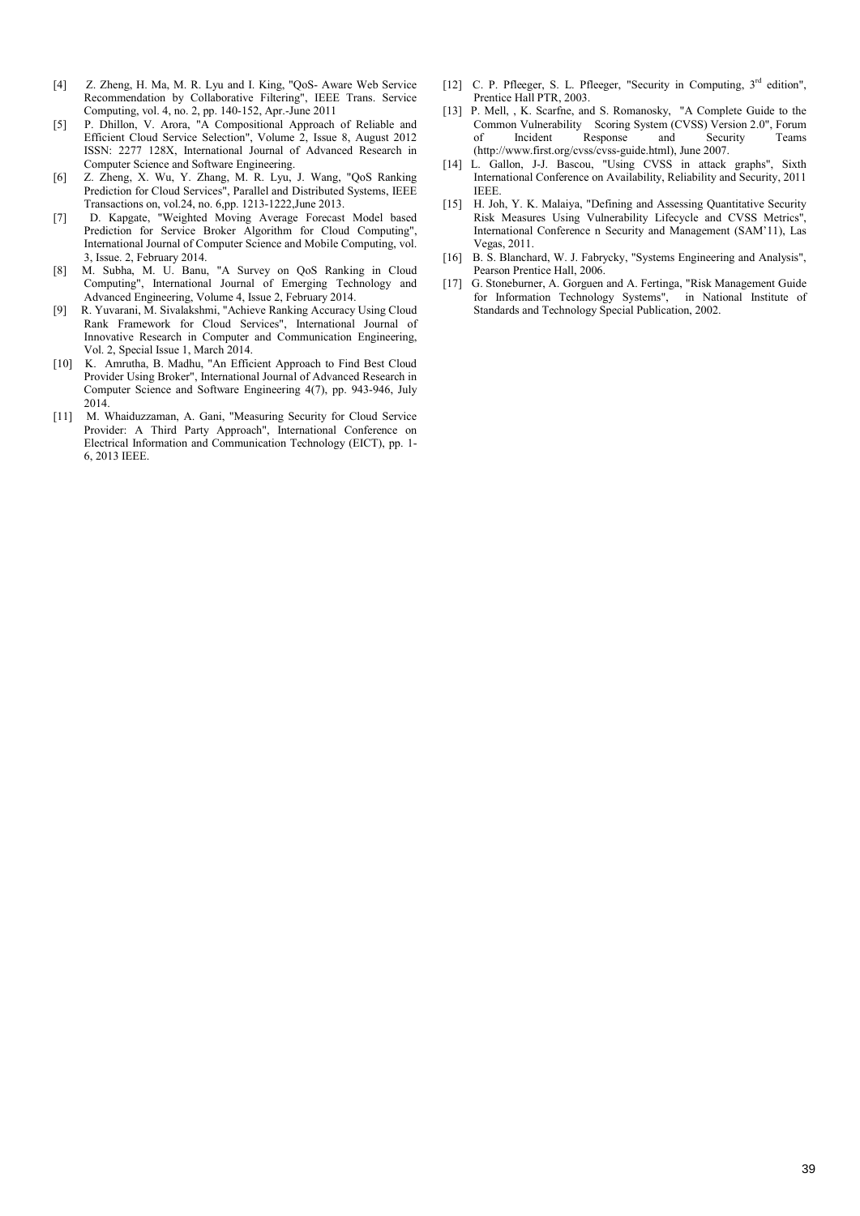[4] Z. Zheng, H. Ma, M. R. Lyu and I. King, "QoS- Aware Web Service Recommendation by Collaborative Filtering", IEEE Trans. Service Computing, vol. 4, no. 2, pp. 140-152, Apr.-June 2011

[5] P. Dhillon, V. Arora, "A Compositional Approach of Reliable and Efficient Cloud Service Selection", Volume 2, Issue 8, August 2012 ISSN: 2277 128X, International Journal of Advanced Research in Computer Science and Software Engineering.

[6] Z. Zheng, X. Wu, Y. Zhang, M. R. Lyu, J. Wang, "QoS Ranking Prediction for Cloud Services", Parallel and Distributed Systems, IEEE Transactions on, vol.24, no. 6,pp. 1213-1222,June 2013.

[7] D. Kapgate, "Weighted Moving Average Forecast Model based Prediction for Service Broker Algorithm for Cloud Computing", International Journal of Computer Science and Mobile Computing, vol. 3, Issue. 2, February 2014.

[8] M. Subha, M. U. Banu, "A Survey on QoS Ranking in Cloud Computing", International Journal of Emerging Technology and Advanced Engineering, Volume 4, Issue 2, February 2014.

[9] R. Yuvarani, M. Sivalakshmi, "Achieve Ranking Accuracy Using Cloud Rank Framework for Cloud Services", International Journal of Innovative Research in Computer and Communication Engineering, Vol. 2, Special Issue 1, March 2014.

[10] K. Amrutha, B. Madhu, "An Efficient Approach to Find Best Cloud Provider Using Broker", International Journal of Advanced Research in Computer Science and Software Engineering 4(7), pp. 943-946, July 2014.

[11] M. Whaiduzzaman, A. Gani, "Measuring Security for Cloud Service Provider: A Third Party Approach", International Conference on Electrical Information and Communication Technology (EICT), pp. 1-6, 2013 IEEE.

[12] C. P. Pfleeger, S. L. Pfleeger, "Security in Computing, 3rd edition", Prentice Hall PTR, 2003.

[13] P. Mell, , K. Scarfne, and S. Romanosky, "A Complete Guide to the Common Vulnerability Scoring System (CVSS) Version 2.0", Forum of Incident Response and Security Teams (http://www.first.org/cvss/cvss-guide.html), June 2007.

[14] L. Gallon, J-J. Bascou, "Using CVSS in attack graphs", Sixth International Conference on Availability, Reliability and Security, 2011 IEEE.

[15] H. Joh, Y. K. Malaiya, "Defining and Assessing Quantitative Security Risk Measures Using Vulnerability Lifecycle and CVSS Metrics", International Conference n Security and Management (SAM'11), Las Vegas, 2011.

[16] B. S. Blanchard, W. J. Fabrycky, "Systems Engineering and Analysis", Pearson Prentice Hall, 2006.

[17] G. Stoneburner, A. Gorguen and A. Fertinga, "Risk Management Guide for Information Technology Systems", in National Institute of Standards and Technology Special Publication, 2002.